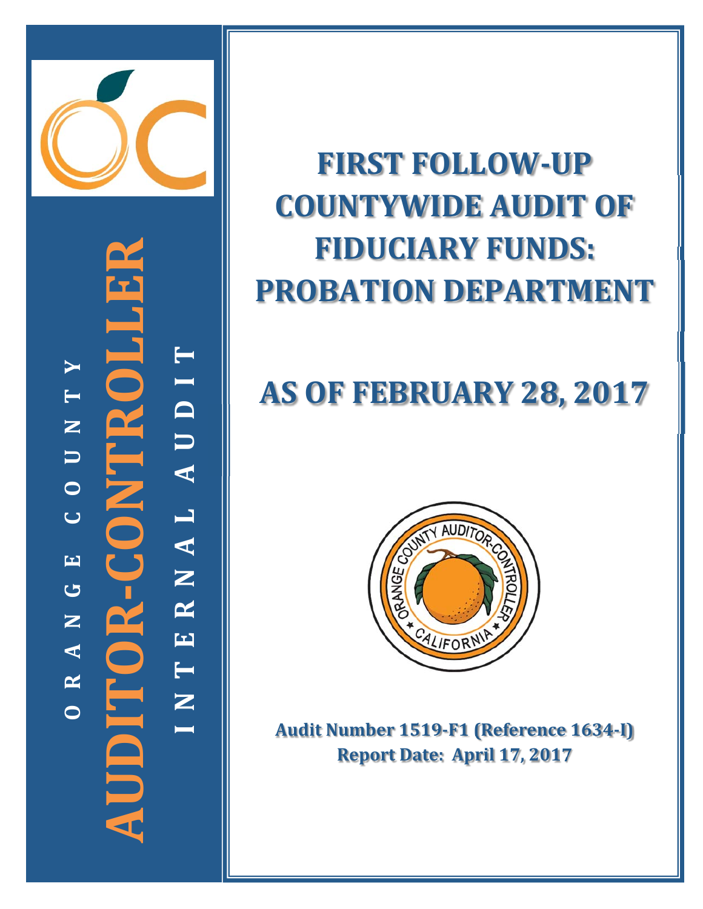ORANGE COUNTY

AUDITOR-CONTROLLER

INTERNAL AUDIT

# FIRST FOLLOW-UP COUNTYWIDE AUDIT OF FIDUCIARY FUNDS: PROBATION DEPARTMENT

## AS OF FEBRUARY 28, 2017

**Audit Number 1519-F1 (Reference 1634-I)**
**Report Date: April 17, 2017**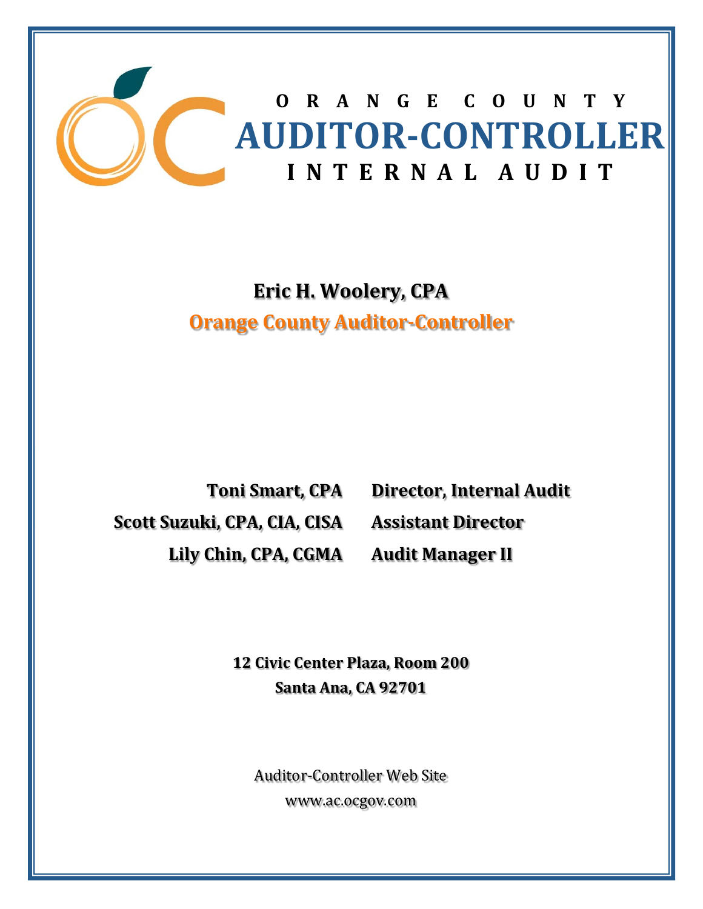# ORANGE COUNTY AUDITOR-CONTROLLER INTERNAL AUDIT

**Eric H. Woolery, CPA**

**Orange County Auditor-Controller**

| | |
|---|---|
| **Toni Smart, CPA** | **Director, Internal Audit** |
| **Scott Suzuki, CPA, CIA, CISA** | **Assistant Director** |
| **Lily Chin, CPA, CGMA** | **Audit Manager II** |

**12 Civic Center Plaza, Room 200**
**Santa Ana, CA 92701**

Auditor-Controller Web Site
www.ac.ocgov.com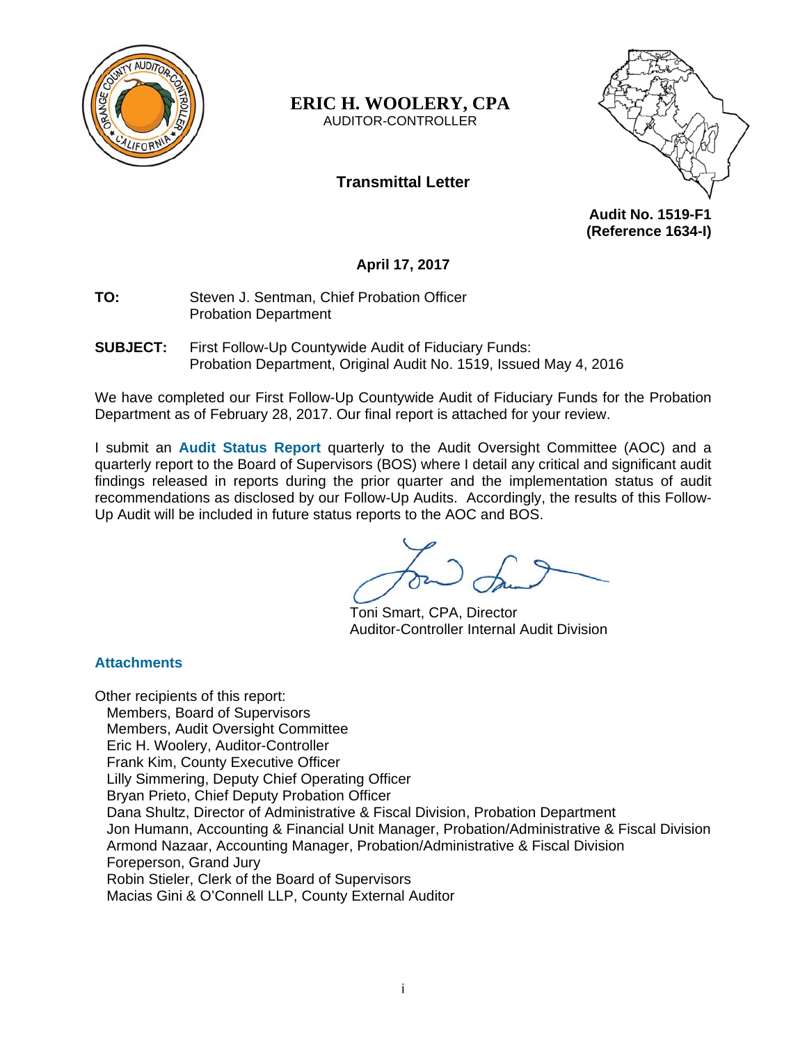**ERIC H. WOOLERY, CPA**
AUDITOR-CONTROLLER

## Transmittal Letter

**Audit No. 1519-F1**
**(Reference 1634-I)**

**April 17, 2017**

**TO:** Steven J. Sentman, Chief Probation Officer
Probation Department

**SUBJECT:** First Follow-Up Countywide Audit of Fiduciary Funds:
Probation Department, Original Audit No. 1519, Issued May 4, 2016

We have completed our First Follow-Up Countywide Audit of Fiduciary Funds for the Probation Department as of February 28, 2017. Our final report is attached for your review.

I submit an **Audit Status Report** quarterly to the Audit Oversight Committee (AOC) and a quarterly report to the Board of Supervisors (BOS) where I detail any critical and significant audit findings released in reports during the prior quarter and the implementation status of audit recommendations as disclosed by our Follow-Up Audits. Accordingly, the results of this Follow-Up Audit will be included in future status reports to the AOC and BOS.

Toni Smart, CPA, Director
Auditor-Controller Internal Audit Division

**Attachments**

Other recipients of this report:
Members, Board of Supervisors
Members, Audit Oversight Committee
Eric H. Woolery, Auditor-Controller
Frank Kim, County Executive Officer
Lilly Simmering, Deputy Chief Operating Officer
Bryan Prieto, Chief Deputy Probation Officer
Dana Shultz, Director of Administrative & Fiscal Division, Probation Department
Jon Humann, Accounting & Financial Unit Manager, Probation/Administrative & Fiscal Division
Armond Nazaar, Accounting Manager, Probation/Administrative & Fiscal Division
Foreperson, Grand Jury
Robin Stieler, Clerk of the Board of Supervisors
Macias Gini & O'Connell LLP, County External Auditor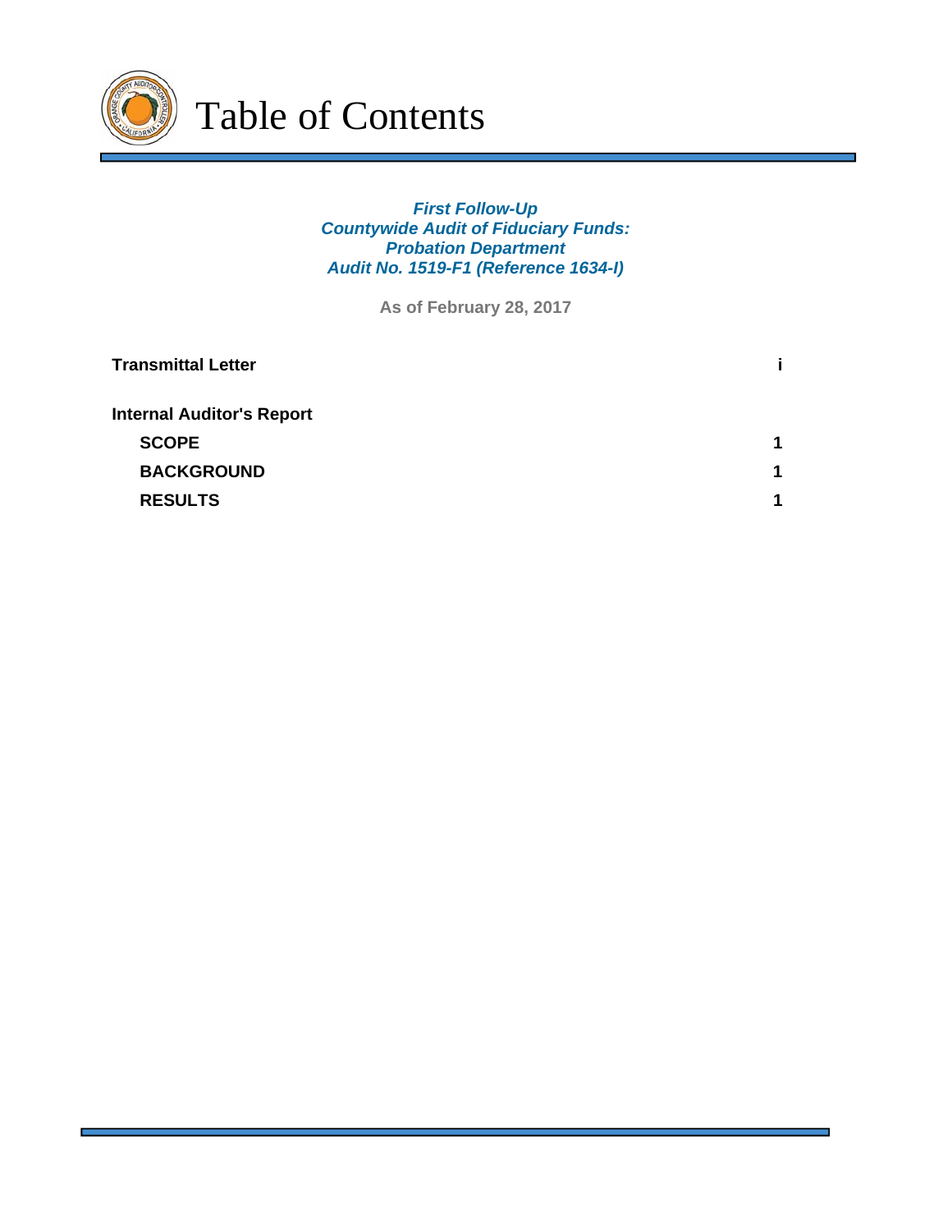# Table of Contents

***First Follow-Up***
***Countywide Audit of Fiduciary Funds:***
***Probation Department***
***Audit No. 1519-F1 (Reference 1634-I)***

**As of February 28, 2017**

| | |
|---|---|
| **Transmittal Letter** | **i** |
| **Internal Auditor's Report** | |
| **SCOPE** | **1** |
| **BACKGROUND** | **1** |
| **RESULTS** | **1** |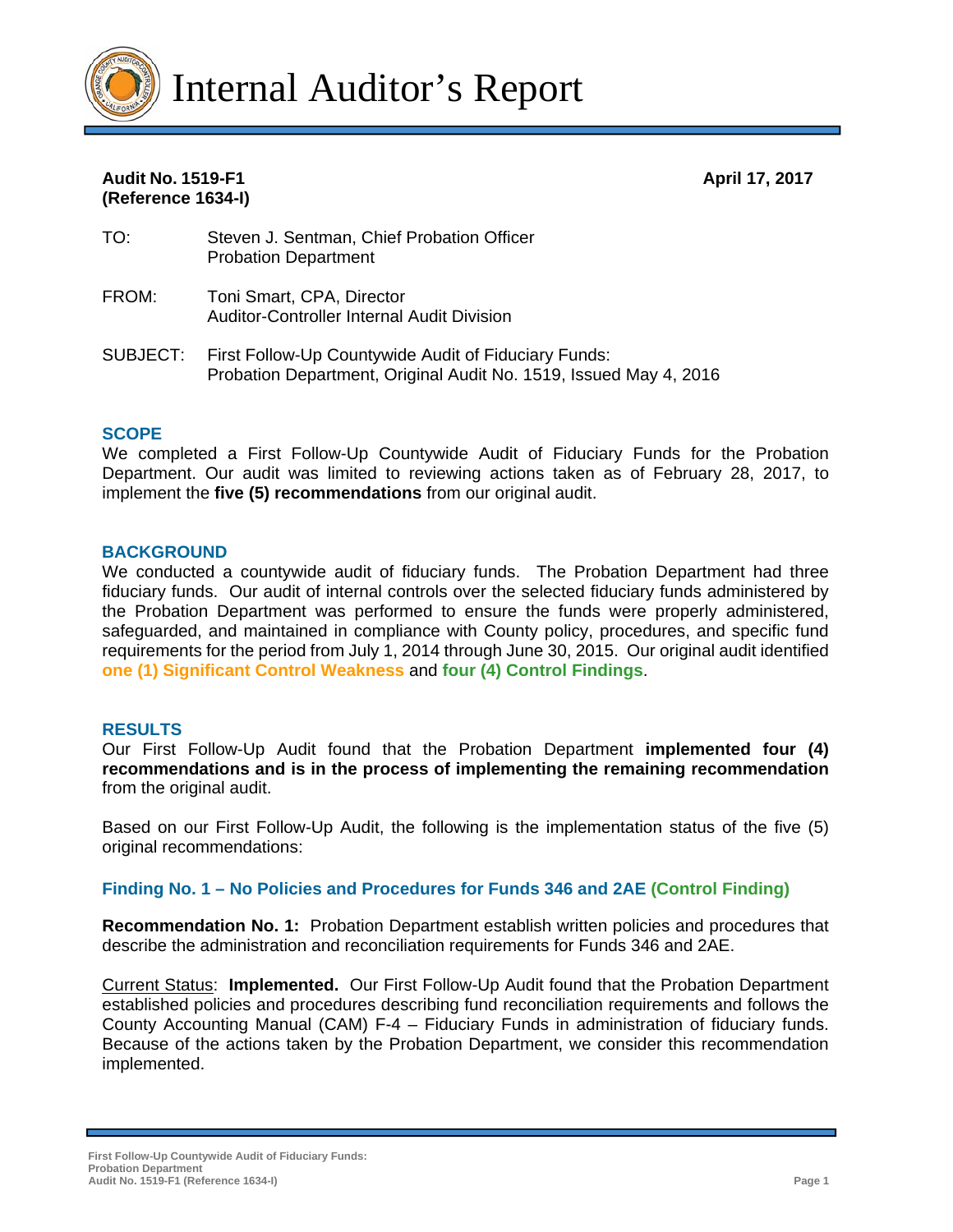# Internal Auditor's Report

**Audit No. 1519-F1**
**(Reference 1634-I)**

**April 17, 2017**

TO: Steven J. Sentman, Chief Probation Officer
Probation Department

FROM: Toni Smart, CPA, Director
Auditor-Controller Internal Audit Division

SUBJECT: First Follow-Up Countywide Audit of Fiduciary Funds:
Probation Department, Original Audit No. 1519, Issued May 4, 2016

## SCOPE

We completed a First Follow-Up Countywide Audit of Fiduciary Funds for the Probation Department. Our audit was limited to reviewing actions taken as of February 28, 2017, to implement the **five (5) recommendations** from our original audit.

## BACKGROUND

We conducted a countywide audit of fiduciary funds. The Probation Department had three fiduciary funds. Our audit of internal controls over the selected fiduciary funds administered by the Probation Department was performed to ensure the funds were properly administered, safeguarded, and maintained in compliance with County policy, procedures, and specific fund requirements for the period from July 1, 2014 through June 30, 2015. Our original audit identified **one (1) Significant Control Weakness** and **four (4) Control Findings**.

## RESULTS

Our First Follow-Up Audit found that the Probation Department **implemented four (4) recommendations and is in the process of implementing the remaining recommendation** from the original audit.

Based on our First Follow-Up Audit, the following is the implementation status of the five (5) original recommendations:

### Finding No. 1 – No Policies and Procedures for Funds 346 and 2AE (Control Finding)

**Recommendation No. 1:** Probation Department establish written policies and procedures that describe the administration and reconciliation requirements for Funds 346 and 2AE.

Current Status: **Implemented.** Our First Follow-Up Audit found that the Probation Department established policies and procedures describing fund reconciliation requirements and follows the County Accounting Manual (CAM) F-4 – Fiduciary Funds in administration of fiduciary funds. Because of the actions taken by the Probation Department, we consider this recommendation implemented.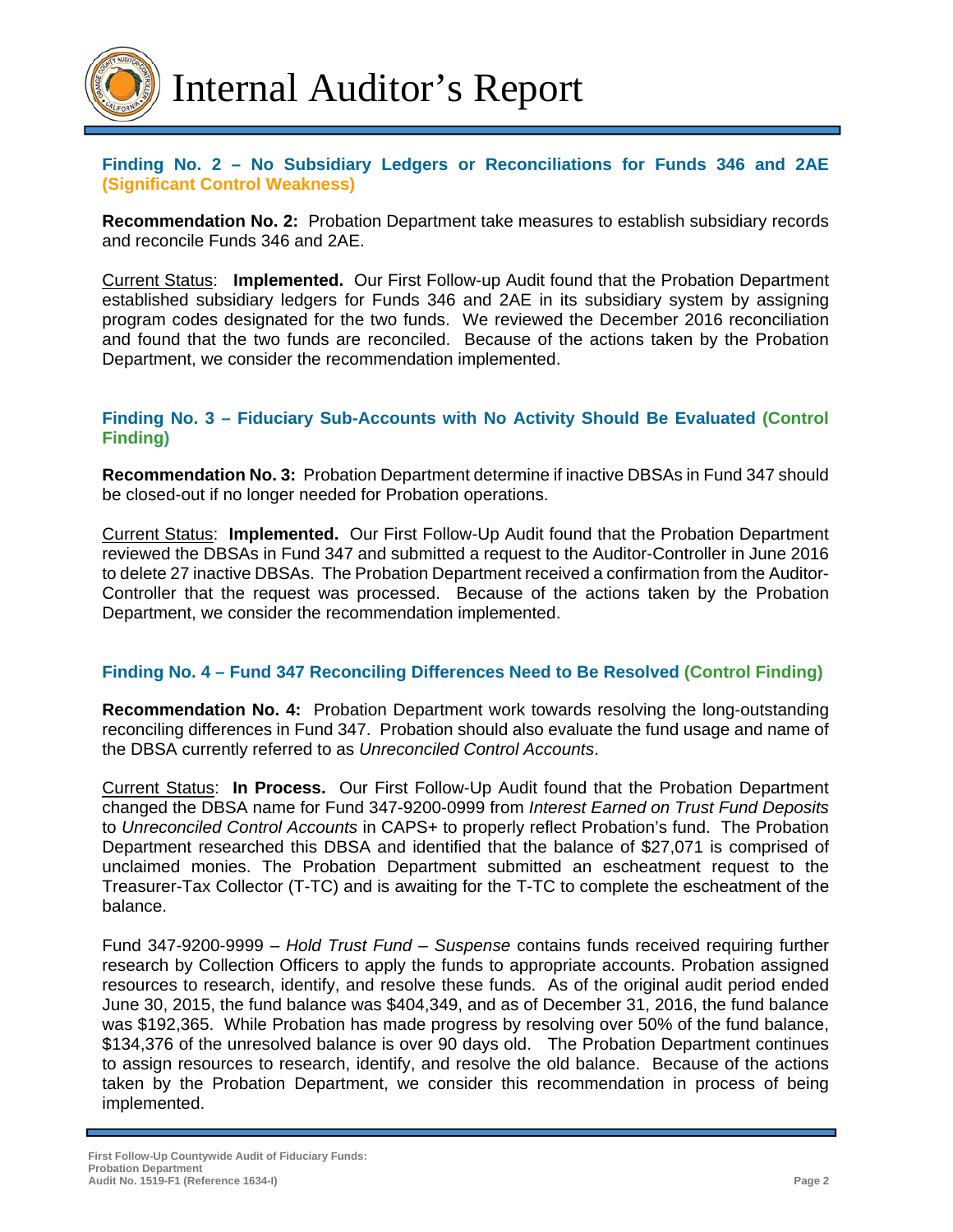### Finding No. 2 – No Subsidiary Ledgers or Reconciliations for Funds 346 and 2AE (Significant Control Weakness)

**Recommendation No. 2:** Probation Department take measures to establish subsidiary records and reconcile Funds 346 and 2AE.

Current Status: **Implemented.** Our First Follow-up Audit found that the Probation Department established subsidiary ledgers for Funds 346 and 2AE in its subsidiary system by assigning program codes designated for the two funds. We reviewed the December 2016 reconciliation and found that the two funds are reconciled. Because of the actions taken by the Probation Department, we consider the recommendation implemented.

### Finding No. 3 – Fiduciary Sub-Accounts with No Activity Should Be Evaluated (Control Finding)

**Recommendation No. 3:** Probation Department determine if inactive DBSAs in Fund 347 should be closed-out if no longer needed for Probation operations.

Current Status: **Implemented.** Our First Follow-Up Audit found that the Probation Department reviewed the DBSAs in Fund 347 and submitted a request to the Auditor-Controller in June 2016 to delete 27 inactive DBSAs. The Probation Department received a confirmation from the Auditor-Controller that the request was processed. Because of the actions taken by the Probation Department, we consider the recommendation implemented.

### Finding No. 4 – Fund 347 Reconciling Differences Need to Be Resolved (Control Finding)

**Recommendation No. 4:** Probation Department work towards resolving the long-outstanding reconciling differences in Fund 347. Probation should also evaluate the fund usage and name of the DBSA currently referred to as *Unreconciled Control Accounts*.

Current Status: **In Process.** Our First Follow-Up Audit found that the Probation Department changed the DBSA name for Fund 347-9200-0999 from *Interest Earned on Trust Fund Deposits* to *Unreconciled Control Accounts* in CAPS+ to properly reflect Probation's fund. The Probation Department researched this DBSA and identified that the balance of $27,071 is comprised of unclaimed monies. The Probation Department submitted an escheatment request to the Treasurer-Tax Collector (T-TC) and is awaiting for the T-TC to complete the escheatment of the balance.

Fund 347-9200-9999 – *Hold Trust Fund – Suspense* contains funds received requiring further research by Collection Officers to apply the funds to appropriate accounts. Probation assigned resources to research, identify, and resolve these funds. As of the original audit period ended June 30, 2015, the fund balance was $404,349, and as of December 31, 2016, the fund balance was $192,365. While Probation has made progress by resolving over 50% of the fund balance, $134,376 of the unresolved balance is over 90 days old. The Probation Department continues to assign resources to research, identify, and resolve the old balance. Because of the actions taken by the Probation Department, we consider this recommendation in process of being implemented.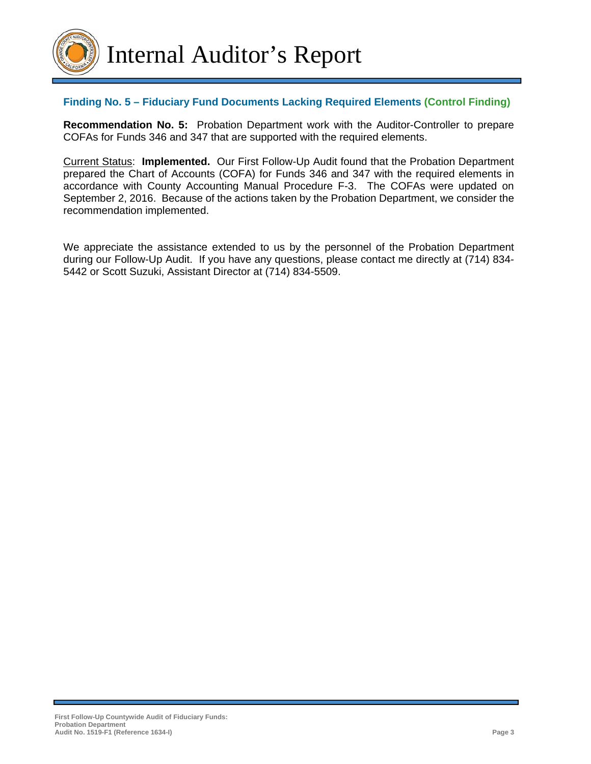### Finding No. 5 – Fiduciary Fund Documents Lacking Required Elements (Control Finding)

**Recommendation No. 5:** Probation Department work with the Auditor-Controller to prepare COFAs for Funds 346 and 347 that are supported with the required elements.

Current Status: **Implemented.** Our First Follow-Up Audit found that the Probation Department prepared the Chart of Accounts (COFA) for Funds 346 and 347 with the required elements in accordance with County Accounting Manual Procedure F-3. The COFAs were updated on September 2, 2016. Because of the actions taken by the Probation Department, we consider the recommendation implemented.

We appreciate the assistance extended to us by the personnel of the Probation Department during our Follow-Up Audit. If you have any questions, please contact me directly at (714) 834-5442 or Scott Suzuki, Assistant Director at (714) 834-5509.